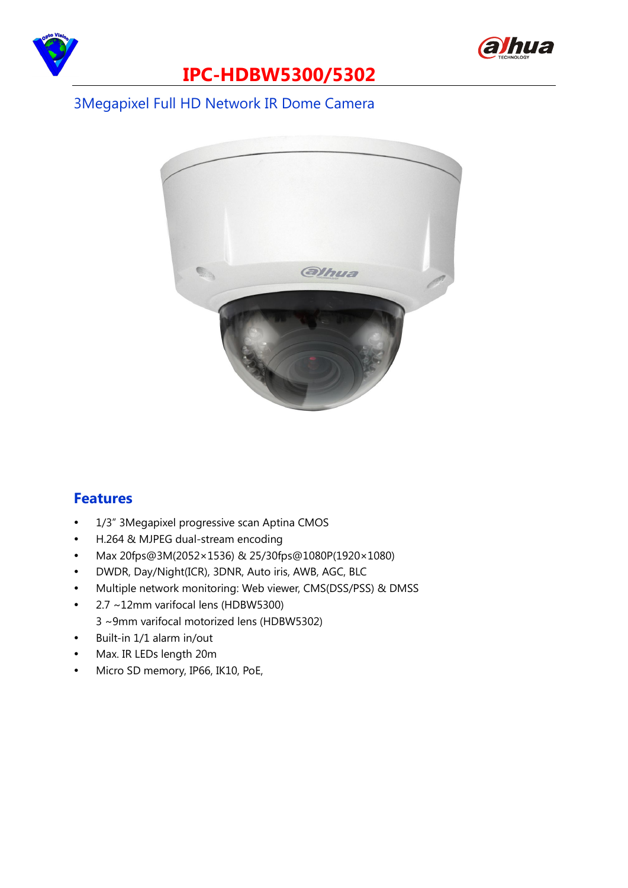# IPC-HDBW5300/5302

## 3Megapixel Full HD Network IR Dome Camera

## Features

- 1/3" 3Megapixel progressive scan Aptina CMOS
- H.264 & MJPEG dual-stream encoding
- Max 20fps@3M(2052×1536) & 25/30fps@1080P(1920×1080)
- DWDR, Day/Night(ICR), 3DNR, Auto iris, AWB, AGC, BLC
- Multiple network monitoring: Web viewer, CMS(DSS/PSS) & DMSS
- 2.7 ~12mm varifocal lens (HDBW5300)
  3 ~9mm varifocal motorized lens (HDBW5302)
- Built-in 1/1 alarm in/out
- Max. IR LEDs length 20m
- Micro SD memory, IP66, IK10, PoE,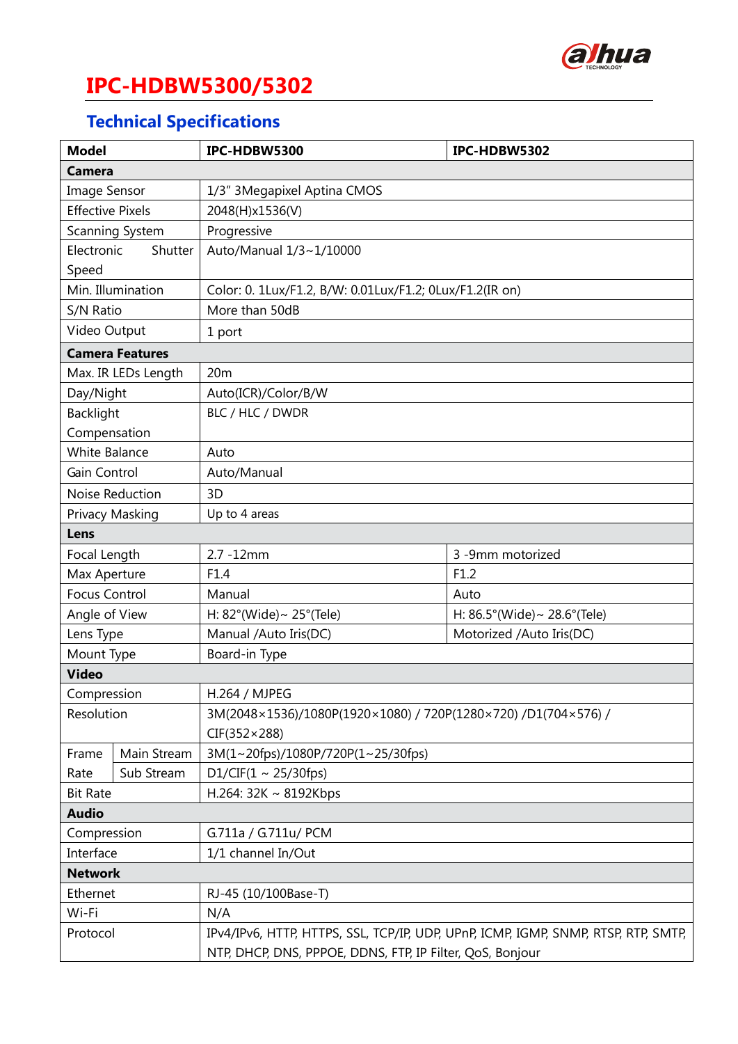# IPC-HDBW5300/5302

## Technical Specifications

| Model | | IPC-HDBW5300 | IPC-HDBW5302 |
|---|---|---|---|
| **Camera** | | | |
| Image Sensor | | 1/3" 3Megapixel Aptina CMOS | |
| Effective Pixels | | 2048(H)x1536(V) | |
| Scanning System | | Progressive | |
| Electronic Shutter Speed | | Auto/Manual 1/3~1/10000 | |
| Min. Illumination | | Color: 0. 1Lux/F1.2, B/W: 0.01Lux/F1.2; 0Lux/F1.2(IR on) | |
| S/N Ratio | | More than 50dB | |
| Video Output | | 1 port | |
| **Camera Features** | | | |
| Max. IR LEDs Length | | 20m | |
| Day/Night | | Auto(ICR)/Color/B/W | |
| Backlight Compensation | | BLC / HLC / DWDR | |
| White Balance | | Auto | |
| Gain Control | | Auto/Manual | |
| Noise Reduction | | 3D | |
| Privacy Masking | | Up to 4 areas | |
| **Lens** | | | |
| Focal Length | | 2.7 -12mm | 3 -9mm motorized |
| Max Aperture | | F1.4 | F1.2 |
| Focus Control | | Manual | Auto |
| Angle of View | | H: 82°(Wide)~ 25°(Tele) | H: 86.5°(Wide)~ 28.6°(Tele) |
| Lens Type | | Manual /Auto Iris(DC) | Motorized /Auto Iris(DC) |
| Mount Type | | Board-in Type | |
| **Video** | | | |
| Compression | | H.264 / MJPEG | |
| Resolution | | 3M(2048×1536)/1080P(1920×1080) / 720P(1280×720) /D1(704×576) / CIF(352×288) | |
| Frame Rate | Main Stream | 3M(1~20fps)/1080P/720P(1~25/30fps) | |
| | Sub Stream | D1/CIF(1 ~ 25/30fps) | |
| Bit Rate | | H.264: 32K ~ 8192Kbps | |
| **Audio** | | | |
| Compression | | G.711a / G.711u/ PCM | |
| Interface | | 1/1 channel In/Out | |
| **Network** | | | |
| Ethernet | | RJ-45 (10/100Base-T) | |
| Wi-Fi | | N/A | |
| Protocol | | IPv4/IPv6, HTTP, HTTPS, SSL, TCP/IP, UDP, UPnP, ICMP, IGMP, SNMP, RTSP, RTP, SMTP, NTP, DHCP, DNS, PPPOE, DDNS, FTP, IP Filter, QoS, Bonjour | |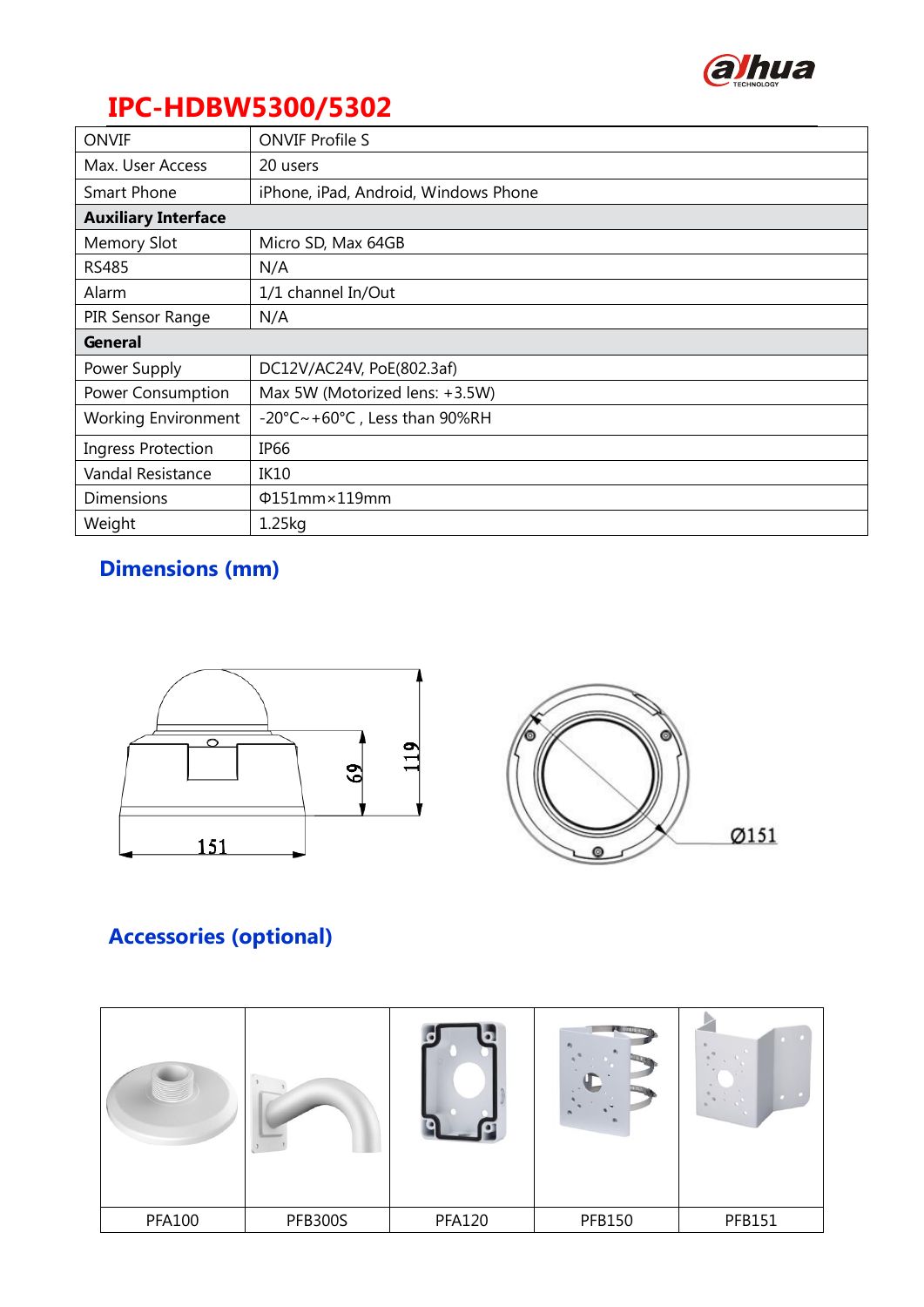# IPC-HDBW5300/5302

| | |
|---|---|
| ONVIF | ONVIF Profile S |
| Max. User Access | 20 users |
| Smart Phone | iPhone, iPad, Android, Windows Phone |
| **Auxiliary Interface** | |
| Memory Slot | Micro SD, Max 64GB |
| RS485 | N/A |
| Alarm | 1/1 channel In/Out |
| PIR Sensor Range | N/A |
| **General** | |
| Power Supply | DC12V/AC24V, PoE(802.3af) |
| Power Consumption | Max 5W (Motorized lens: +3.5W) |
| Working Environment | -20°C~+60°C , Less than 90%RH |
| Ingress Protection | IP66 |
| Vandal Resistance | IK10 |
| Dimensions | Φ151mm×119mm |
| Weight | 1.25kg |

## Dimensions (mm)

69

119

151

Ø151

## Accessories (optional)

| | | | | |
|---|---|---|---|---|
| PFA100 | PFB300S | PFA120 | PFB150 | PFB151 |